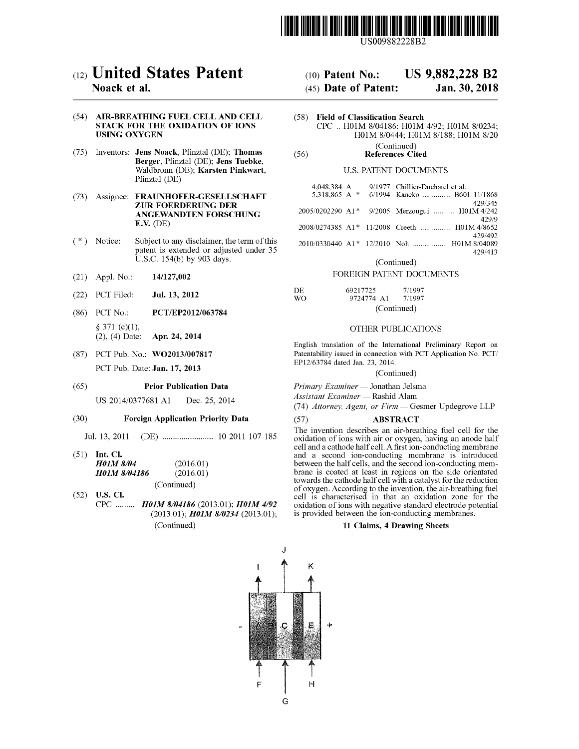US009882228B2

# (12) United States Patent
**Noack et al.**

(10) **Patent No.: US 9,882,228 B2**

(45) **Date of Patent: Jan. 30, 2018**

(54) **AIR-BREATHING FUEL CELL AND CELL STACK FOR THE OXIDATION OF IONS USING OXYGEN**

(75) Inventors: **Jens Noack**, Pfinztal (DE); **Thomas Berger**, Pfinztal (DE); **Jens Tuebke**, Waldbronn (DE); **Karsten Pinkwart**, Pfinztal (DE)

(73) Assignee: **FRAUNHOFER-GESELLSCHAFT ZUR FOERDERUNG DER ANGEWANDTEN FORSCHUNG E.V.** (DE)

( * ) Notice: Subject to any disclaimer, the term of this patent is extended or adjusted under 35 U.S.C. 154(b) by 903 days.

(21) Appl. No.: **14/127,002**

(22) PCT Filed: **Jul. 13, 2012**

(86) PCT No.: **PCT/EP2012/063784**

§ 371 (c)(1), (2), (4) Date: **Apr. 24, 2014**

(87) PCT Pub. No.: **WO2013/007817**

PCT Pub. Date: **Jan. 17, 2013**

(65) **Prior Publication Data**

US 2014/0377681 A1 Dec. 25, 2014

(30) **Foreign Application Priority Data**

Jul. 13, 2011 (DE) ........................ 10 2011 107 185

(51) **Int. Cl.**

*H01M 8/04* (2016.01)
*H01M 8/04186* (2016.01)
(Continued)

(52) **U.S. Cl.**

CPC ......... ***H01M 8/04186*** (2013.01); ***H01M 4/92*** (2013.01); ***H01M 8/0234*** (2013.01);
(Continued)

(58) **Field of Classification Search**

CPC .. H01M 8/04186; H01M 4/92; H01M 8/0234; H01M 8/0444; H01M 8/188; H01M 8/20
(Continued)

(56) **References Cited**

U.S. PATENT DOCUMENTS

| | | | |
|---|---|---|---|
| 4,048,384 A | 9/1977 | Chillier-Duchatel et al. | |
| 5,318,865 A * | 6/1994 | Kaneko | B60L 11/1868 429/345 |
| 2005/0202290 A1* | 9/2005 | Merzougui | H01M 4/242 429/9 |
| 2008/0274385 A1* | 11/2008 | Creeth | H01M 4/8652 429/492 |
| 2010/0330440 A1* | 12/2010 | Noh | H01M 8/04089 429/413 |

(Continued)

FOREIGN PATENT DOCUMENTS

| | | |
|---|---|---|
| DE | 69217725 | 7/1997 |
| WO | 9724774 A1 | 7/1997 |

(Continued)

OTHER PUBLICATIONS

English translation of the International Preliminary Report on Patentability issued in connection with PCT Application No. PCT/EP12/63784 dated Jan. 23, 2014.

(Continued)

*Primary Examiner* — Jonathan Jelsma
*Assistant Examiner* — Rashid Alam
(74) *Attorney, Agent, or Firm* — Gesmer Updegrove LLP

(57) **ABSTRACT**

The invention describes an air-breathing fuel cell for the oxidation of ions with air or oxygen, having an anode half cell and a cathode half cell. A first ion-conducting membrane and a second ion-conducting membrane is introduced between the half cells, and the second ion-conducting membrane is coated at least in regions on the side orientated towards the cathode half cell with a catalyst for the reduction of oxygen. According to the invention, the air-breathing fuel cell is characterised in that an oxidation zone for the oxidation of ions with negative standard electrode potential is provided between the ion-conducting membranes.

**11 Claims, 4 Drawing Sheets**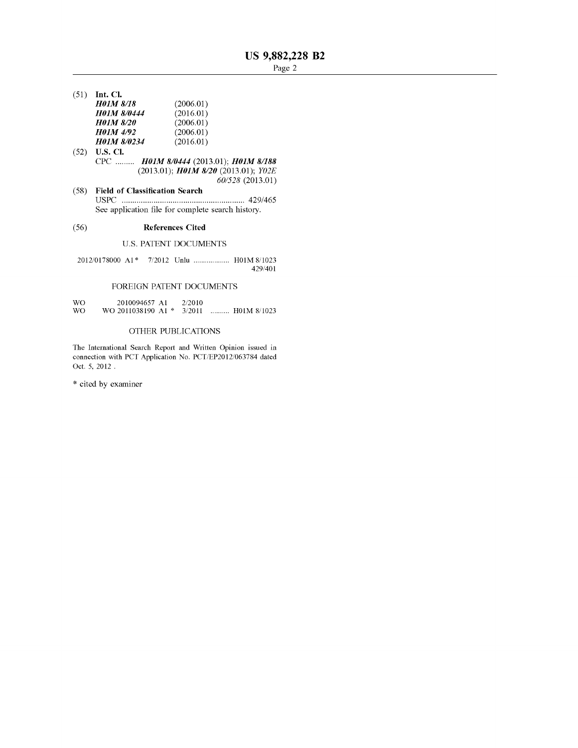(51) **Int. Cl.**

| | |
|---|---|
| ***H01M 8/18*** | (2006.01) |
| ***H01M 8/0444*** | (2016.01) |
| ***H01M 8/20*** | (2006.01) |
| ***H01M 4/92*** | (2006.01) |
| ***H01M 8/0234*** | (2016.01) |

(52) **U.S. Cl.**

CPC ......... ***H01M 8/0444*** (2013.01); ***H01M 8/188*** (2013.01); ***H01M 8/20*** (2013.01); *Y02E 60/528* (2013.01)

(58) **Field of Classification Search**

USPC .......................................................... 429/465

See application file for complete search history.

(56) **References Cited**

U.S. PATENT DOCUMENTS

2012/0178000 A1* 7/2012 Unlu .................. H01M 8/1023
429/401

FOREIGN PATENT DOCUMENTS

| | | | | |
|---|---|---|---|---|
| WO | 2010094657 A1 | | 2/2010 | |
| WO | WO 2011038190 A1 | * | 3/2011 | .......... H01M 8/1023 |

OTHER PUBLICATIONS

The International Search Report and Written Opinion issued in connection with PCT Application No. PCT/EP2012/063784 dated Oct. 5, 2012 .

\* cited by examiner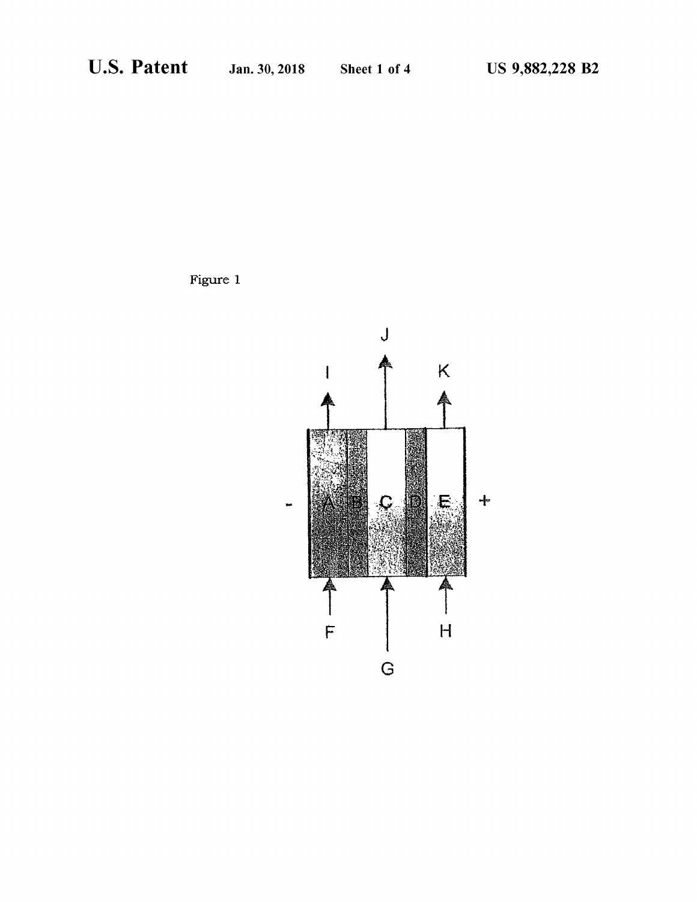Figure 1

J

I

K

\-

A B C D E

\+

F

G

H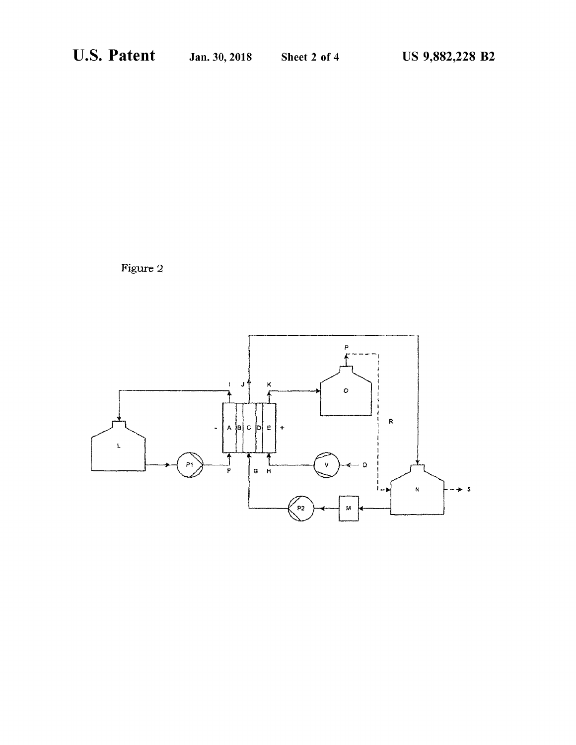Figure 2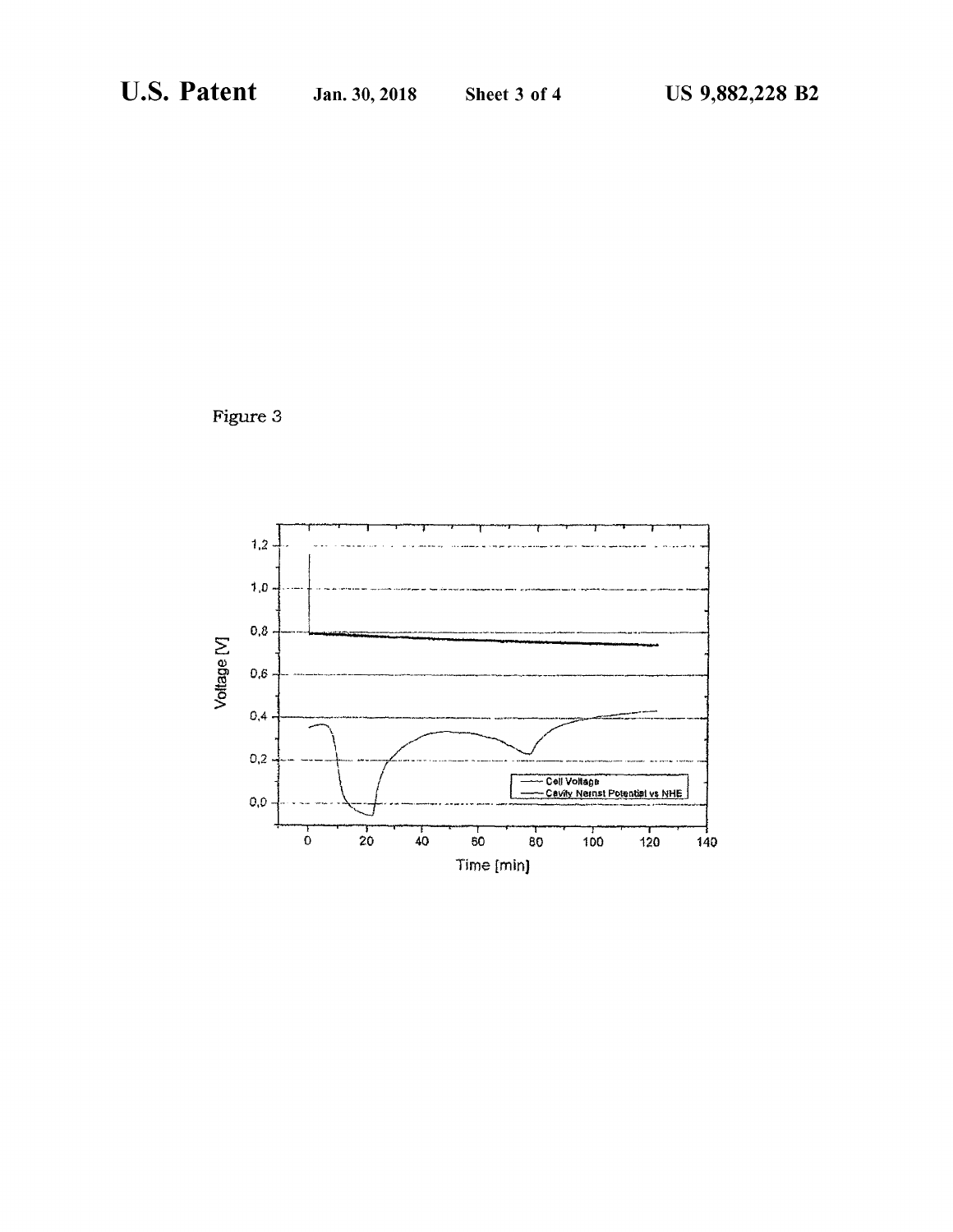Figure 3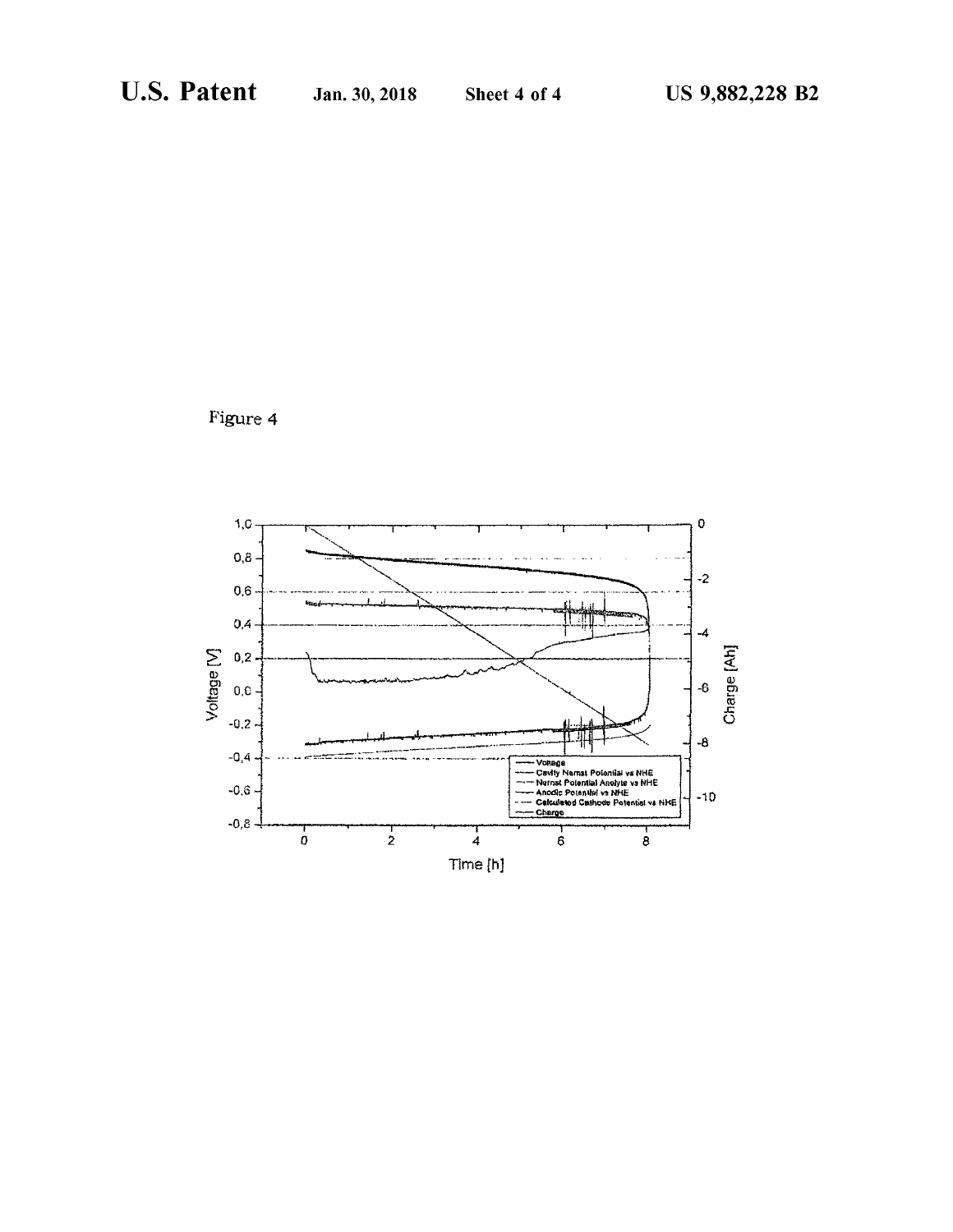Figure 4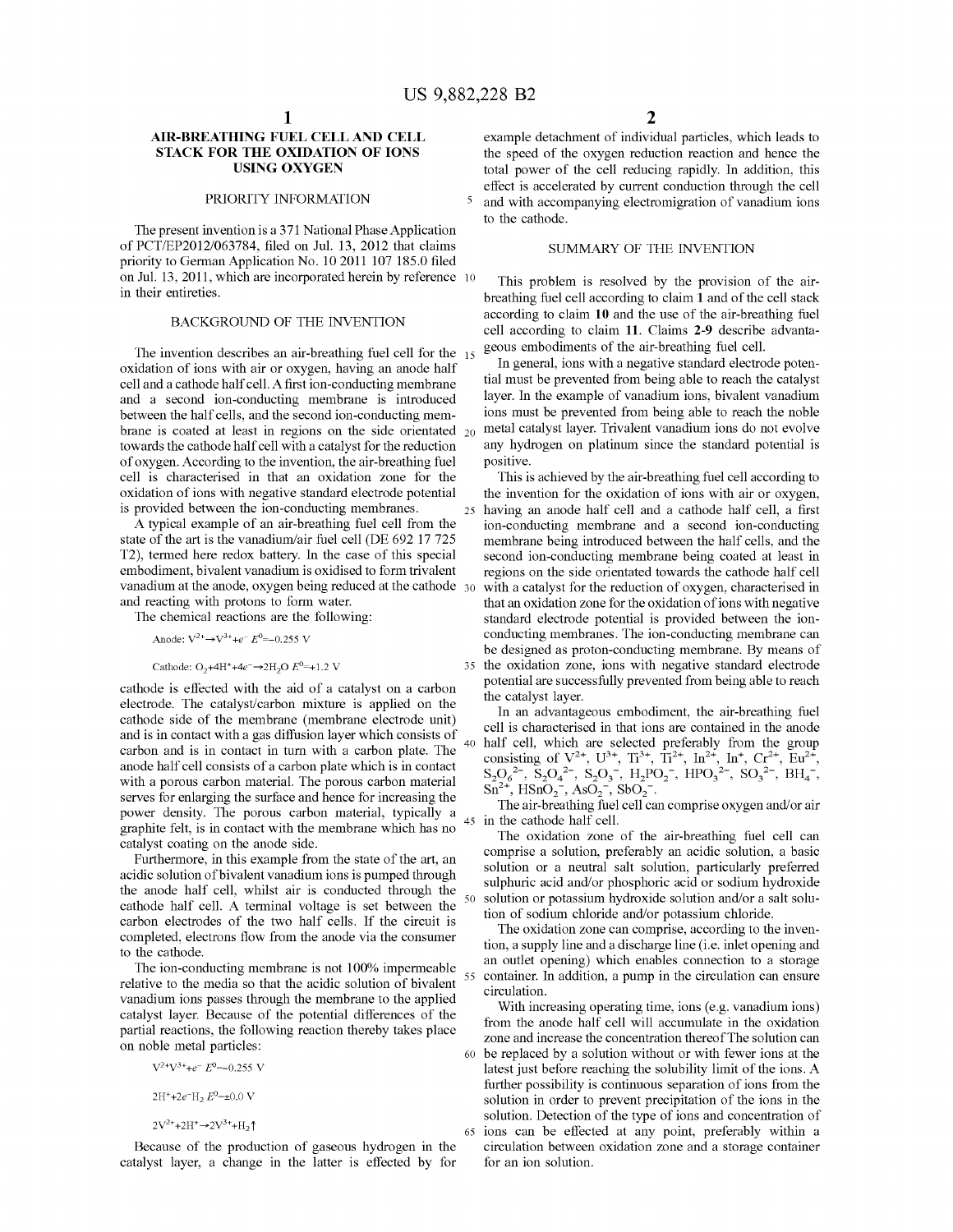# AIR-BREATHING FUEL CELL AND CELL STACK FOR THE OXIDATION OF IONS USING OXYGEN

## PRIORITY INFORMATION

The present invention is a 371 National Phase Application of PCT/EP2012/063784, filed on Jul. 13, 2012 that claims priority to German Application No. 10 2011 107 185.0 filed on Jul. 13, 2011, which are incorporated herein by reference in their entireties.

## BACKGROUND OF THE INVENTION

The invention describes an air-breathing fuel cell for the oxidation of ions with air or oxygen, having an anode half cell and a cathode half cell. A first ion-conducting membrane and a second ion-conducting membrane is introduced between the half cells, and the second ion-conducting membrane is coated at least in regions on the side orientated towards the cathode half cell with a catalyst for the reduction of oxygen. According to the invention, the air-breathing fuel cell is characterised in that an oxidation zone for the oxidation of ions with negative standard electrode potential is provided between the ion-conducting membranes.

A typical example of an air-breathing fuel cell from the state of the art is the vanadium/air fuel cell (DE 692 17 725 T2), termed here redox battery. In the case of this special embodiment, bivalent vanadium is oxidised to form trivalent vanadium at the anode, oxygen being reduced at the cathode and reacting with protons to form water.

The chemical reactions are the following:

Anode: $V^{2+} \rightarrow V^{3+} + e^- \; E^0 = -0.255$ V

Cathode: $O_2 + 4H^+ + 4e^- \rightarrow 2H_2O \; E^0 = +1.2$ V

cathode is effected with the aid of a catalyst on a carbon electrode. The catalyst/carbon mixture is applied on the cathode side of the membrane (membrane electrode unit) and is in contact with a gas diffusion layer which consists of carbon and is in contact in turn with a carbon plate. The anode half cell consists of a carbon plate which is in contact with a porous carbon material. The porous carbon material serves for enlarging the surface and hence for increasing the power density. The porous carbon material, typically a graphite felt, is in contact with the membrane which has no catalyst coating on the anode side.

Furthermore, in this example from the state of the art, an acidic solution of bivalent vanadium ions is pumped through the anode half cell, whilst air is conducted through the cathode half cell. A terminal voltage is set between the carbon electrodes of the two half cells. If the circuit is completed, electrons flow from the anode via the consumer to the cathode.

The ion-conducting membrane is not 100% impermeable relative to the media so that the acidic solution of bivalent vanadium ions passes through the membrane to the applied catalyst layer. Because of the potential differences of the partial reactions, the following reaction thereby takes place on noble metal particles:

$V^{2+} V^{3+} + e^- \; E^0 - 0.255$ V

$2H^+ + 2e^- H_2 \; E^0 - \pm 0.0$ V

$2V^{2+} + 2H^+ \rightarrow 2V^{3+} + H_2\uparrow$

Because of the production of gaseous hydrogen in the catalyst layer, a change in the latter is effected by for example detachment of individual particles, which leads to the speed of the oxygen reduction reaction and hence the total power of the cell reducing rapidly. In addition, this effect is accelerated by current conduction through the cell and with accompanying electromigration of vanadium ions to the cathode.

## SUMMARY OF THE INVENTION

This problem is resolved by the provision of the air-breathing fuel cell according to claim **1** and of the cell stack according to claim **10** and the use of the air-breathing fuel cell according to claim **11**. Claims **2-9** describe advantageous embodiments of the air-breathing fuel cell.

In general, ions with a negative standard electrode potential must be prevented from being able to reach the catalyst layer. In the example of vanadium ions, bivalent vanadium ions must be prevented from being able to reach the noble metal catalyst layer. Trivalent vanadium ions do not evolve any hydrogen on platinum since the standard potential is positive.

This is achieved by the air-breathing fuel cell according to the invention for the oxidation of ions with air or oxygen, having an anode half cell and a cathode half cell, a first ion-conducting membrane and a second ion-conducting membrane being introduced between the half cells, and the second ion-conducting membrane being coated at least in regions on the side orientated towards the cathode half cell with a catalyst for the reduction of oxygen, characterised in that an oxidation zone for the oxidation of ions with negative standard electrode potential is provided between the ion-conducting membranes. The ion-conducting membrane can be designed as proton-conducting membrane. By means of the oxidation zone, ions with negative standard electrode potential are successfully prevented from being able to reach the catalyst layer.

In an advantageous embodiment, the air-breathing fuel cell is characterised in that ions are contained in the anode half cell, which are selected preferably from the group consisting of $V^{2+}$, $U^{3+}$, $Ti^{3+}$, $Ti^{2+}$, $In^{2+}$, $In^+$, $Cr^{2+}$, $Eu^{2+}$, $S_2O_6^{2-}$, $S_2O_4^{2-}$, $S_2O_3^-$, $H_2PO_2^-$, $HPO_3^{2-}$, $SO_3^{2-}$, $BH_4^-$, $Sn^{2+}$, $HSnO_2^-$, $AsO_2^-$, $SbO_2^-$.

The air-breathing fuel cell can comprise oxygen and/or air in the cathode half cell.

The oxidation zone of the air-breathing fuel cell can comprise a solution, preferably an acidic solution, a basic solution or a neutral salt solution, particularly preferred sulphuric acid and/or phosphoric acid or sodium hydroxide solution or potassium hydroxide solution and/or a salt solution of sodium chloride and/or potassium chloride.

The oxidation zone can comprise, according to the invention, a supply line and a discharge line (i.e. inlet opening and an outlet opening) which enables connection to a storage container. In addition, a pump in the circulation can ensure circulation.

With increasing operating time, ions (e.g. vanadium ions) from the anode half cell will accumulate in the oxidation zone and increase the concentration thereofThe solution can be replaced by a solution without or with fewer ions at the latest just before reaching the solubility limit of the ions. A further possibility is continuous separation of ions from the solution in order to prevent precipitation of the ions in the solution. Detection of the type of ions and concentration of ions can be effected at any point, preferably within a circulation between oxidation zone and a storage container for an ion solution.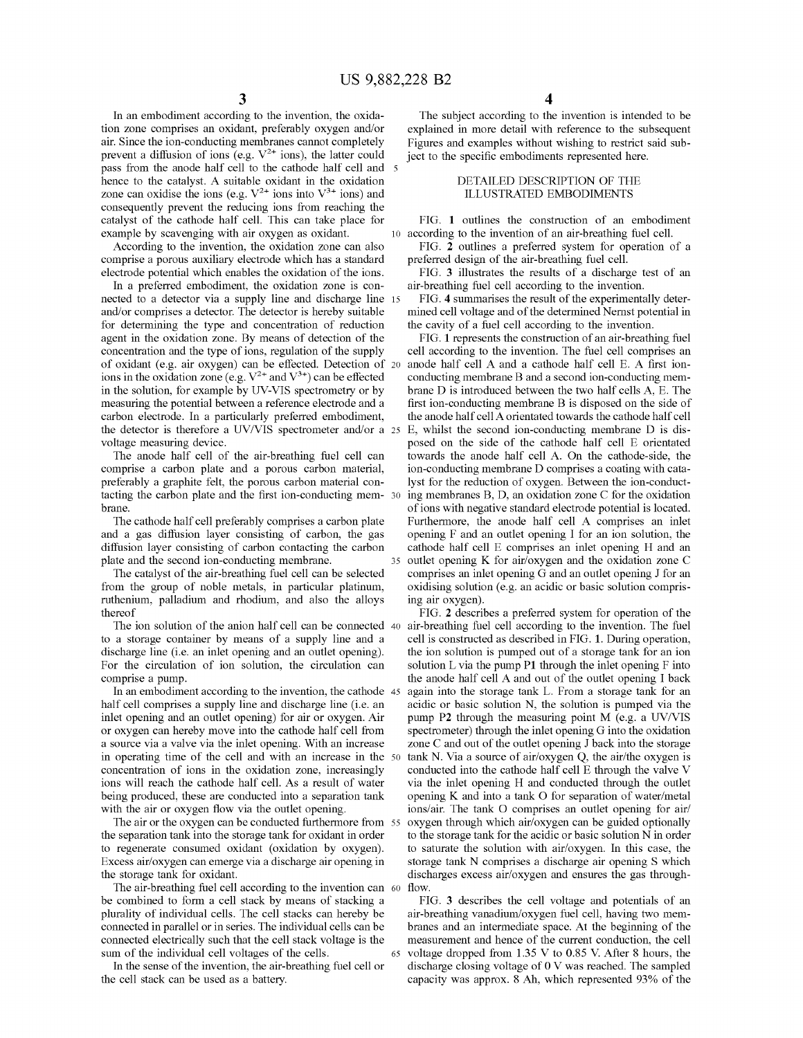In an embodiment according to the invention, the oxidation zone comprises an oxidant, preferably oxygen and/or air. Since the ion-conducting membranes cannot completely prevent a diffusion of ions (e.g. $V^{2+}$ ions), the latter could pass from the anode half cell to the cathode half cell and hence to the catalyst. A suitable oxidant in the oxidation zone can oxidise the ions (e.g. $V^{2+}$ ions into $V^{3+}$ ions) and consequently prevent the reducing ions from reaching the catalyst of the cathode half cell. This can take place for example by scavenging with air oxygen as oxidant.

According to the invention, the oxidation zone can also comprise a porous auxiliary electrode which has a standard electrode potential which enables the oxidation of the ions.

In a preferred embodiment, the oxidation zone is connected to a detector via a supply line and discharge line and/or comprises a detector. The detector is hereby suitable for determining the type and concentration of reduction agent in the oxidation zone. By means of detection of the concentration and the type of ions, regulation of the supply of oxidant (e.g. air oxygen) can be effected. Detection of ions in the oxidation zone (e.g. $V^{2+}$ and $V^{3+}$) can be effected in the solution, for example by UV-VIS spectrometry or by measuring the potential between a reference electrode and a carbon electrode. In a particularly preferred embodiment, the detector is therefore a UV/VIS spectrometer and/or a voltage measuring device.

The anode half cell of the air-breathing fuel cell can comprise a carbon plate and a porous carbon material, preferably a graphite felt, the porous carbon material contacting the carbon plate and the first ion-conducting membrane.

The cathode half cell preferably comprises a carbon plate and a gas diffusion layer consisting of carbon, the gas diffusion layer consisting of carbon contacting the carbon plate and the second ion-conducting membrane.

The catalyst of the air-breathing fuel cell can be selected from the group of noble metals, in particular platinum, ruthenium, palladium and rhodium, and also the alloys thereof

The ion solution of the anion half cell can be connected to a storage container by means of a supply line and a discharge line (i.e. an inlet opening and an outlet opening). For the circulation of ion solution, the circulation can comprise a pump.

In an embodiment according to the invention, the cathode half cell comprises a supply line and discharge line (i.e. an inlet opening and an outlet opening) for air or oxygen. Air or oxygen can hereby move into the cathode half cell from a source via a valve via the inlet opening. With an increase in operating time of the cell and with an increase in the concentration of ions in the oxidation zone, increasingly ions will reach the cathode half cell. As a result of water being produced, these are conducted into a separation tank with the air or oxygen flow via the outlet opening.

The air or the oxygen can be conducted furthermore from the separation tank into the storage tank for oxidant in order to regenerate consumed oxidant (oxidation by oxygen). Excess air/oxygen can emerge via a discharge air opening in the storage tank for oxidant.

The air-breathing fuel cell according to the invention can be combined to form a cell stack by means of stacking a plurality of individual cells. The cell stacks can hereby be connected in parallel or in series. The individual cells can be connected electrically such that the cell stack voltage is the sum of the individual cell voltages of the cells.

In the sense of the invention, the air-breathing fuel cell or the cell stack can be used as a battery.

The subject according to the invention is intended to be explained in more detail with reference to the subsequent Figures and examples without wishing to restrict said subject to the specific embodiments represented here.

## DETAILED DESCRIPTION OF THE ILLUSTRATED EMBODIMENTS

FIG. 1 outlines the construction of an embodiment according to the invention of an air-breathing fuel cell.

FIG. 2 outlines a preferred system for operation of a preferred design of the air-breathing fuel cell.

FIG. 3 illustrates the results of a discharge test of an air-breathing fuel cell according to the invention.

FIG. 4 summarises the result of the experimentally determined cell voltage and of the determined Nernst potential in the cavity of a fuel cell according to the invention.

FIG. 1 represents the construction of an air-breathing fuel cell according to the invention. The fuel cell comprises an anode half cell A and a cathode half cell E. A first ion-conducting membrane B and a second ion-conducting membrane D is introduced between the two half cells A, E. The first ion-conducting membrane B is disposed on the side of the anode half cell A orientated towards the cathode half cell E, whilst the second ion-conducting membrane D is disposed on the side of the cathode half cell E orientated towards the anode half cell A. On the cathode-side, the ion-conducting membrane D comprises a coating with catalyst for the reduction of oxygen. Between the ion-conducting membranes B, D, an oxidation zone C for the oxidation of ions with negative standard electrode potential is located. Furthermore, the anode half cell A comprises an inlet opening F and an outlet opening I for an ion solution, the cathode half cell E comprises an inlet opening H and an outlet opening K for air/oxygen and the oxidation zone C comprises an inlet opening G and an outlet opening J for an oxidising solution (e.g. an acidic or basic solution comprising air oxygen).

FIG. 2 describes a preferred system for operation of the air-breathing fuel cell according to the invention. The fuel cell is constructed as described in FIG. 1. During operation, the ion solution is pumped out of a storage tank for an ion solution L via the pump P1 through the inlet opening F into the anode half cell A and out of the outlet opening I back again into the storage tank L. From a storage tank for an acidic or basic solution N, the solution is pumped via the pump P2 through the measuring point M (e.g. a UV/VIS spectrometer) through the inlet opening G into the oxidation zone C and out of the outlet opening J back into the storage tank N. Via a source of air/oxygen Q, the air/the oxygen is conducted into the cathode half cell E through the valve V via the inlet opening H and conducted through the outlet opening K and into a tank O for separation of water/metal ions/air. The tank O comprises an outlet opening for air/oxygen through which air/oxygen can be guided optionally to the storage tank for the acidic or basic solution N in order to saturate the solution with air/oxygen. In this case, the storage tank N comprises a discharge air opening S which discharges excess air/oxygen and ensures the gas throughflow.

FIG. 3 describes the cell voltage and potentials of an air-breathing vanadium/oxygen fuel cell, having two membranes and an intermediate space. At the beginning of the measurement and hence of the current conduction, the cell voltage dropped from 1.35 V to 0.85 V. After 8 hours, the discharge closing voltage of 0 V was reached. The sampled capacity was approx. 8 Ah, which represented 93% of the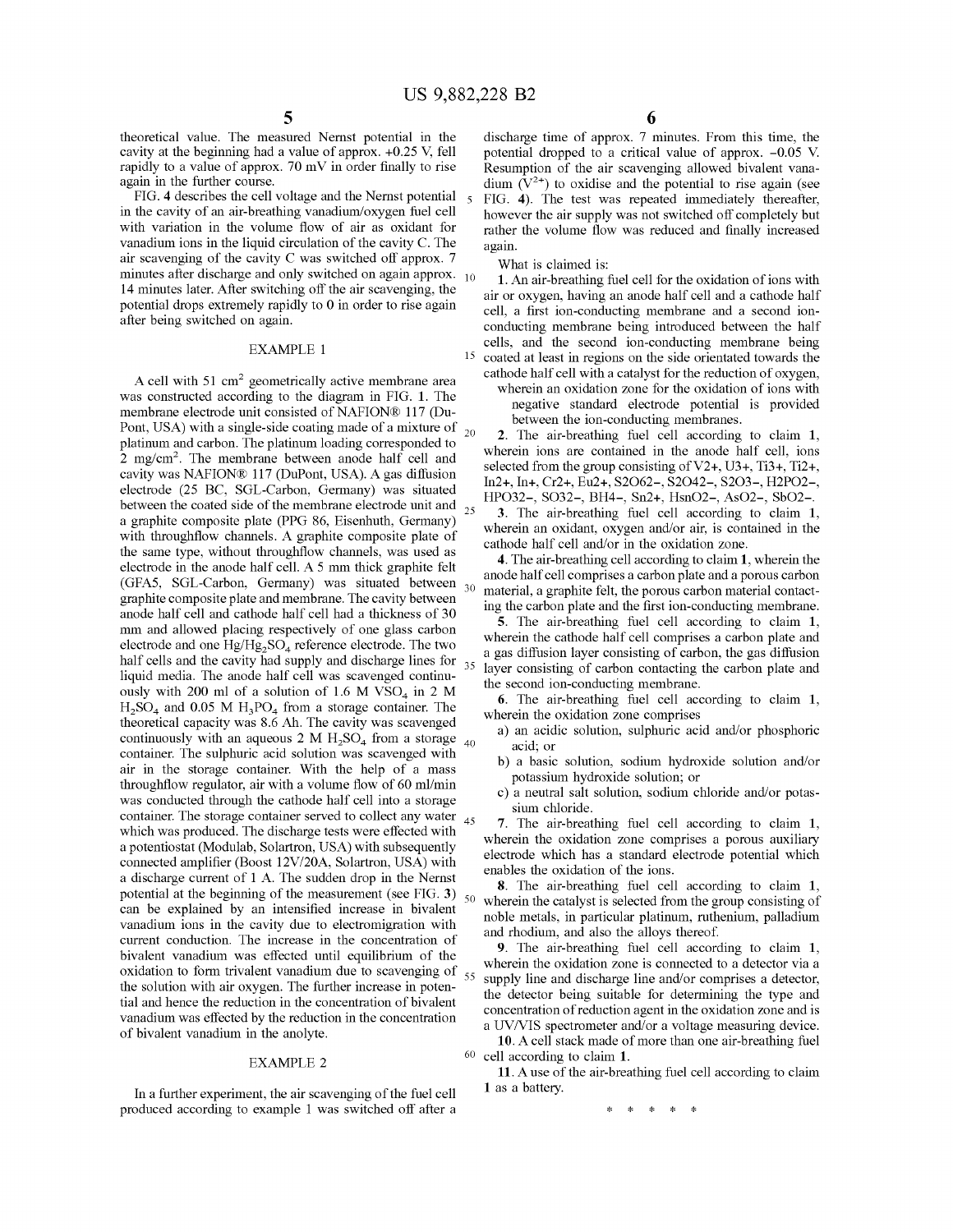theoretical value. The measured Nernst potential in the cavity at the beginning had a value of approx. +0.25 V, fell rapidly to a value of approx. 70 mV in order finally to rise again in the further course.

FIG. 4 describes the cell voltage and the Nernst potential in the cavity of an air-breathing vanadium/oxygen fuel cell with variation in the volume flow of air as oxidant for vanadium ions in the liquid circulation of the cavity C. The air scavenging of the cavity C was switched off approx. 7 minutes after discharge and only switched on again approx. 14 minutes later. After switching off the air scavenging, the potential drops extremely rapidly to 0 in order to rise again after being switched on again.

## EXAMPLE 1

A cell with 51 cm$^2$ geometrically active membrane area was constructed according to the diagram in FIG. 1. The membrane electrode unit consisted of NAFION® 117 (DuPont, USA) with a single-side coating made of a mixture of platinum and carbon. The platinum loading corresponded to 2 mg/cm$^2$. The membrane between anode half cell and cavity was NAFION® 117 (DuPont, USA). A gas diffusion electrode (25 BC, SGL-Carbon, Germany) was situated between the coated side of the membrane electrode unit and a graphite composite plate (PPG 86, Eisenhuth, Germany) with throughflow channels. A graphite composite plate of the same type, without throughflow channels, was used as electrode in the anode half cell. A 5 mm thick graphite felt (GFA5, SGL-Carbon, Germany) was situated between graphite composite plate and membrane. The cavity between anode half cell and cathode half cell had a thickness of 30 mm and allowed placing respectively of one glass carbon electrode and one $Hg/Hg_2SO_4$ reference electrode. The two half cells and the cavity had supply and discharge lines for liquid media. The anode half cell was scavenged continuously with 200 ml of a solution of 1.6 M $VSO_4$ in 2 M $H_2SO_4$ and 0.05 M $H_3PO_4$ from a storage container. The theoretical capacity was 8.6 Ah. The cavity was scavenged continuously with an aqueous 2 M $H_2SO_4$ from a storage container. The sulphuric acid solution was scavenged with air in the storage container. With the help of a mass throughflow regulator, air with a volume flow of 60 ml/min was conducted through the cathode half cell into a storage container. The storage container served to collect any water which was produced. The discharge tests were effected with a potentiostat (Modulab, Solartron, USA) with subsequently connected amplifier (Boost 12V/20A, Solartron, USA) with a discharge current of 1 A. The sudden drop in the Nernst potential at the beginning of the measurement (see FIG. 3) can be explained by an intensified increase in bivalent vanadium ions in the cavity due to electromigration with current conduction. The increase in the concentration of bivalent vanadium was effected until equilibrium of the oxidation to form trivalent vanadium due to scavenging of the solution with air oxygen. The further increase in potential and hence the reduction in the concentration of bivalent vanadium was effected by the reduction in the concentration of bivalent vanadium in the anolyte.

## EXAMPLE 2

In a further experiment, the air scavenging of the fuel cell produced according to example 1 was switched off after a discharge time of approx. 7 minutes. From this time, the potential dropped to a critical value of approx. −0.05 V. Resumption of the air scavenging allowed bivalent vanadium ($V^{2+}$) to oxidise and the potential to rise again (see FIG. 4). The test was repeated immediately thereafter, however the air supply was not switched off completely but rather the volume flow was reduced and finally increased again.

What is claimed is:

1. An air-breathing fuel cell for the oxidation of ions with air or oxygen, having an anode half cell and a cathode half cell, a first ion-conducting membrane and a second ion-conducting membrane being introduced between the half cells, and the second ion-conducting membrane being coated at least in regions on the side orientated towards the cathode half cell with a catalyst for the reduction of oxygen,
   wherein an oxidation zone for the oxidation of ions with negative standard electrode potential is provided between the ion-conducting membranes.

2. The air-breathing fuel cell according to claim 1, wherein ions are contained in the anode half cell, ions selected from the group consisting of V2+, U3+, Ti3+, Ti2+, In2+, In+, Cr2+, Eu2+, S2O62−, S2O42−, S2O3−, H2PO2−, HPO32−, SO32−, BH4−, Sn2+, HsnO2−, AsO2−, SbO2−.

3. The air-breathing fuel cell according to claim 1, wherein an oxidant, oxygen and/or air, is contained in the cathode half cell and/or in the oxidation zone.

4. The air-breathing cell according to claim 1, wherein the anode half cell comprises a carbon plate and a porous carbon material, a graphite felt, the porous carbon material contacting the carbon plate and the first ion-conducting membrane.

5. The air-breathing fuel cell according to claim 1, wherein the cathode half cell comprises a carbon plate and a gas diffusion layer consisting of carbon, the gas diffusion layer consisting of carbon contacting the carbon plate and the second ion-conducting membrane.

6. The air-breathing fuel cell according to claim 1, wherein the oxidation zone comprises
   a) an acidic solution, sulphuric acid and/or phosphoric acid; or
   b) a basic solution, sodium hydroxide solution and/or potassium hydroxide solution; or
   c) a neutral salt solution, sodium chloride and/or potassium chloride.

7. The air-breathing fuel cell according to claim 1, wherein the oxidation zone comprises a porous auxiliary electrode which has a standard electrode potential which enables the oxidation of the ions.

8. The air-breathing fuel cell according to claim 1, wherein the catalyst is selected from the group consisting of noble metals, in particular platinum, ruthenium, palladium and rhodium, and also the alloys thereof.

9. The air-breathing fuel cell according to claim 1, wherein the oxidation zone is connected to a detector via a supply line and discharge line and/or comprises a detector, the detector being suitable for determining the type and concentration of reduction agent in the oxidation zone and is a UV/VIS spectrometer and/or a voltage measuring device.

10. A cell stack made of more than one air-breathing fuel cell according to claim 1.

11. A use of the air-breathing fuel cell according to claim 1 as a battery.

* * * * *